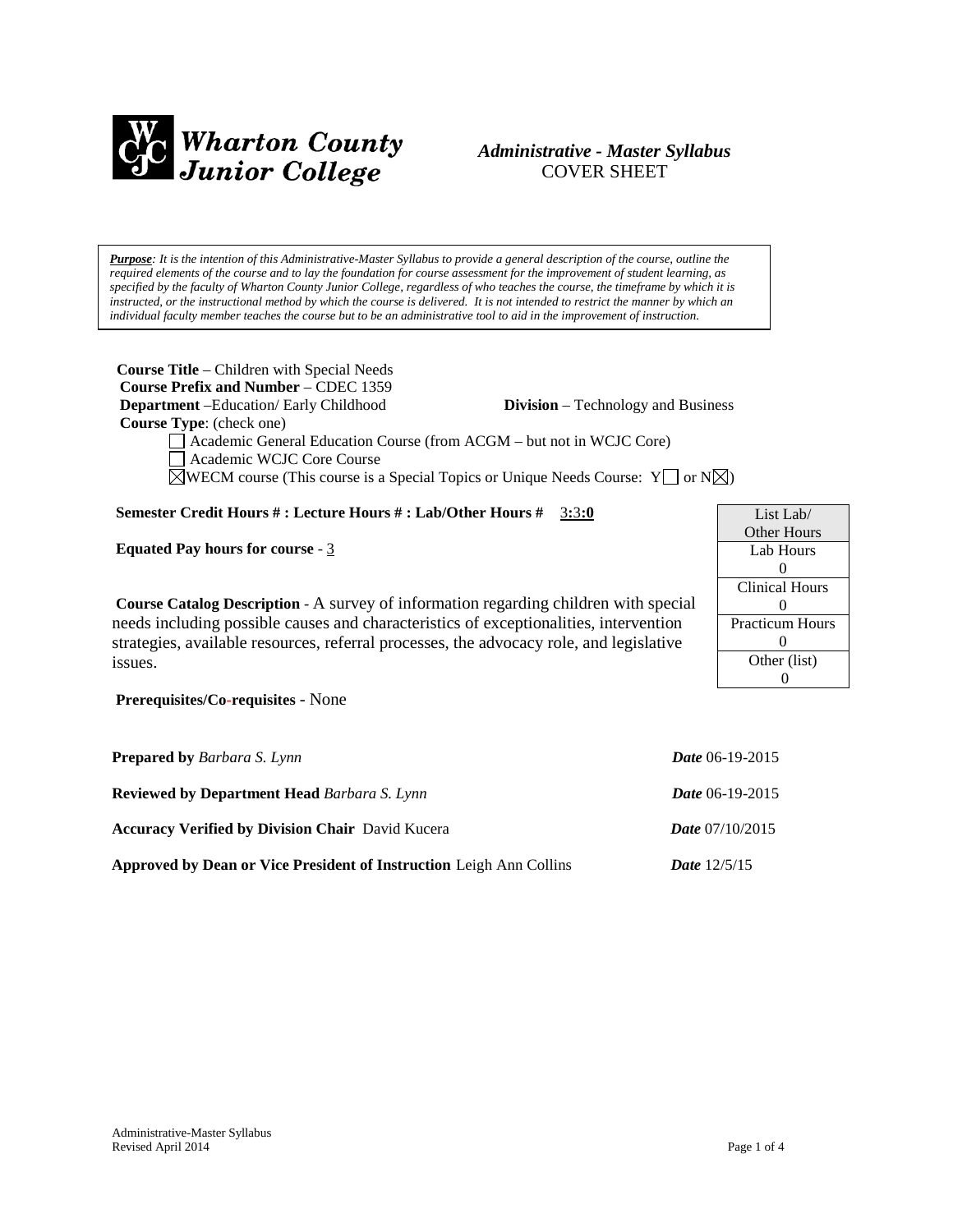**Wharton County Junior College**

*Administrative - Master Syllabus*
COVER SHEET

***Purpose**: It is the intention of this Administrative-Master Syllabus to provide a general description of the course, outline the required elements of the course and to lay the foundation for course assessment for the improvement of student learning, as specified by the faculty of Wharton County Junior College, regardless of who teaches the course, the timeframe by which it is instructed, or the instructional method by which the course is delivered. It is not intended to restrict the manner by which an individual faculty member teaches the course but to be an administrative tool to aid in the improvement of instruction.*

**Course Title** – Children with Special Needs
**Course Prefix and Number** – CDEC 1359
**Department** –Education/ Early Childhood **Division** – Technology and Business
**Course Type**: (check one)

☐ Academic General Education Course (from ACGM – but not in WCJC Core)
☐ Academic WCJC Core Course
☒ WECM course (This course is a Special Topics or Unique Needs Course: Y☐ or N☒)

**Semester Credit Hours # : Lecture Hours # : Lab/Other Hours #** 3**:**3**:0**

**Equated Pay hours for course** - 3

**Course Catalog Description** - A survey of information regarding children with special needs including possible causes and characteristics of exceptionalities, intervention strategies, available resources, referral processes, the advocacy role, and legislative issues.

| List Lab/ Other Hours |
|---|
| Lab Hours 0 |
| Clinical Hours 0 |
| Practicum Hours 0 |
| Other (list) 0 |

**Prerequisites/Co-requisites** - None

**Prepared by** *Barbara S. Lynn* ***Date*** 06-19-2015

**Reviewed by Department Head** *Barbara S. Lynn* ***Date*** 06-19-2015

**Accuracy Verified by Division Chair** David Kucera ***Date*** 07/10/2015

**Approved by Dean or Vice President of Instruction** Leigh Ann Collins ***Date*** 12/5/15

Administrative-Master Syllabus
Revised April 2014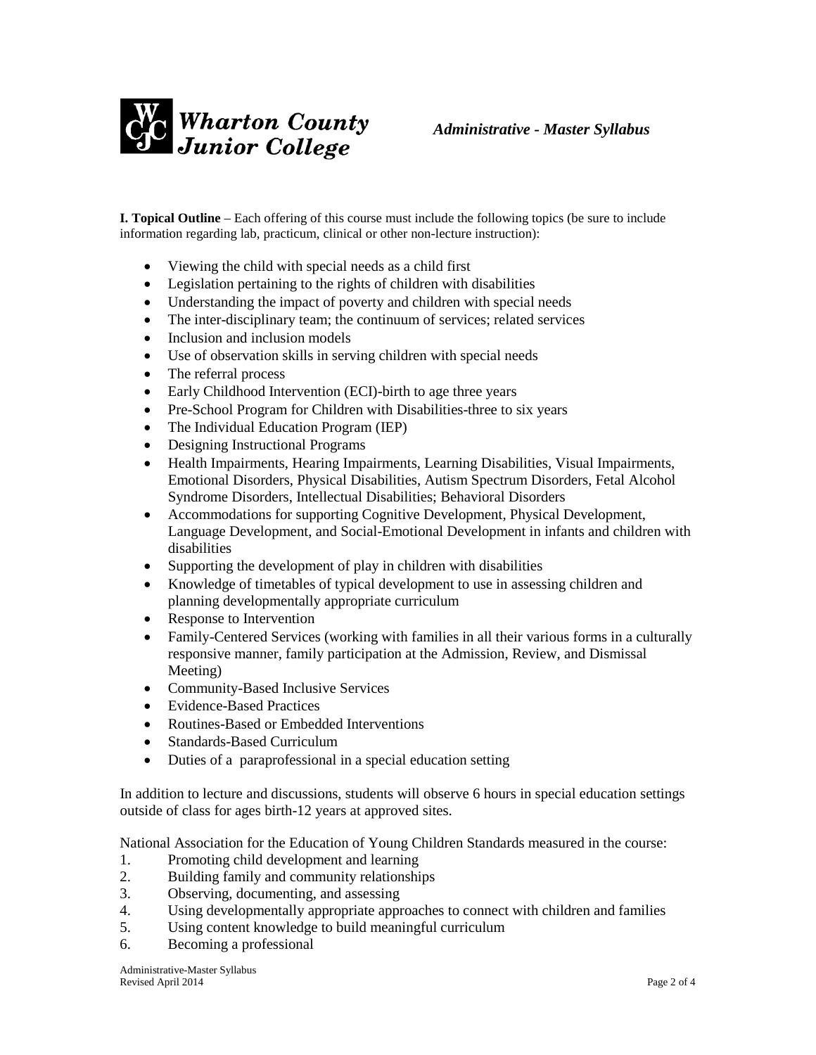**I. Topical Outline** – Each offering of this course must include the following topics (be sure to include information regarding lab, practicum, clinical or other non-lecture instruction):

- Viewing the child with special needs as a child first
- Legislation pertaining to the rights of children with disabilities
- Understanding the impact of poverty and children with special needs
- The inter-disciplinary team; the continuum of services; related services
- Inclusion and inclusion models
- Use of observation skills in serving children with special needs
- The referral process
- Early Childhood Intervention (ECI)-birth to age three years
- Pre-School Program for Children with Disabilities-three to six years
- The Individual Education Program (IEP)
- Designing Instructional Programs
- Health Impairments, Hearing Impairments, Learning Disabilities, Visual Impairments, Emotional Disorders, Physical Disabilities, Autism Spectrum Disorders, Fetal Alcohol Syndrome Disorders, Intellectual Disabilities; Behavioral Disorders
- Accommodations for supporting Cognitive Development, Physical Development, Language Development, and Social-Emotional Development in infants and children with disabilities
- Supporting the development of play in children with disabilities
- Knowledge of timetables of typical development to use in assessing children and planning developmentally appropriate curriculum
- Response to Intervention
- Family-Centered Services (working with families in all their various forms in a culturally responsive manner, family participation at the Admission, Review, and Dismissal Meeting)
- Community-Based Inclusive Services
- Evidence-Based Practices
- Routines-Based or Embedded Interventions
- Standards-Based Curriculum
- Duties of a paraprofessional in a special education setting

In addition to lecture and discussions, students will observe 6 hours in special education settings outside of class for ages birth-12 years at approved sites.

National Association for the Education of Young Children Standards measured in the course:

1. Promoting child development and learning
2. Building family and community relationships
3. Observing, documenting, and assessing
4. Using developmentally appropriate approaches to connect with children and families
5. Using content knowledge to build meaningful curriculum
6. Becoming a professional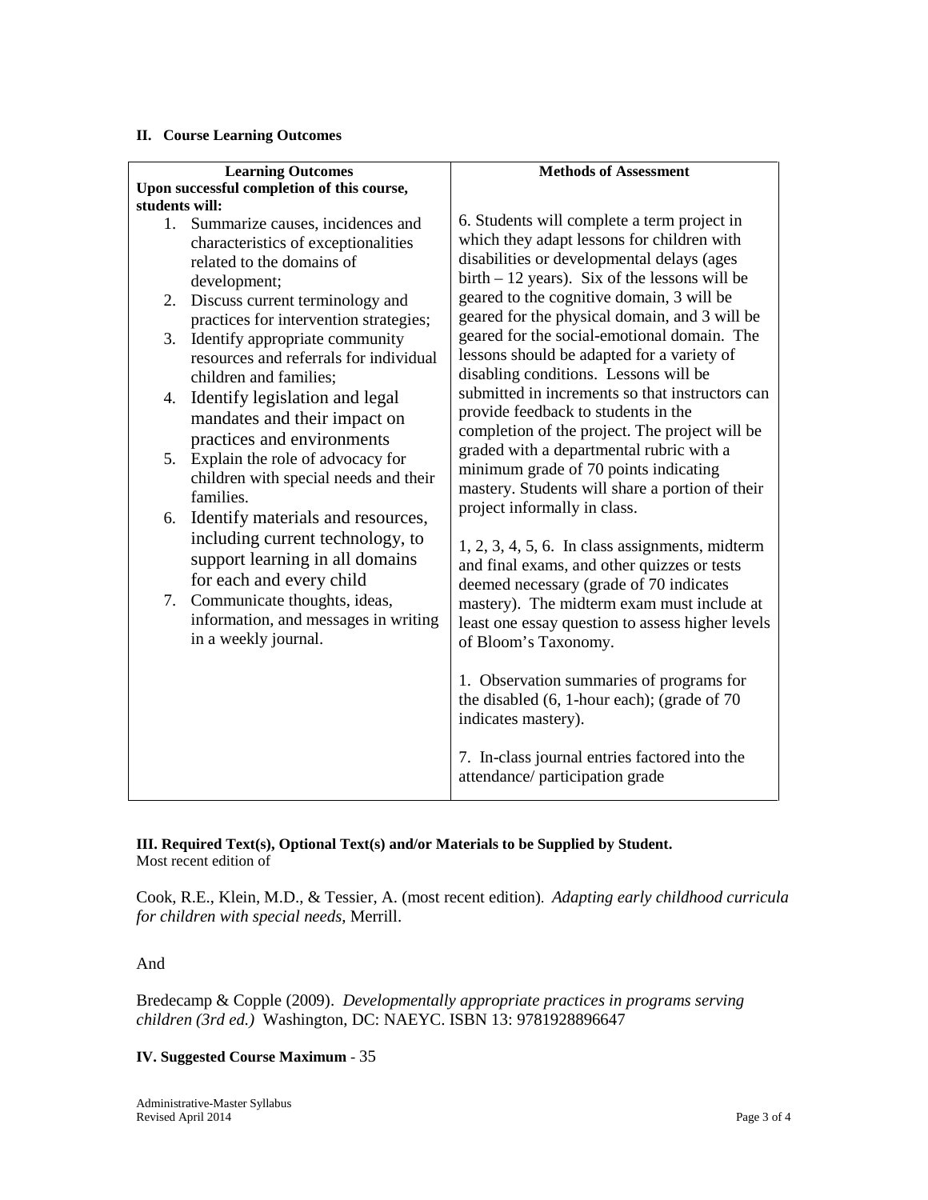**II. Course Learning Outcomes**

| Learning Outcomes<br>Upon successful completion of this course, students will: | Methods of Assessment |
|---|---|
| 1. Summarize causes, incidences and characteristics of exceptionalities related to the domains of development;<br>2. Discuss current terminology and practices for intervention strategies;<br>3. Identify appropriate community resources and referrals for individual children and families;<br>4. Identify legislation and legal mandates and their impact on practices and environments<br>5. Explain the role of advocacy for children with special needs and their families.<br>6. Identify materials and resources, including current technology, to support learning in all domains for each and every child<br>7. Communicate thoughts, ideas, information, and messages in writing in a weekly journal. | 6. Students will complete a term project in which they adapt lessons for children with disabilities or developmental delays (ages birth – 12 years). Six of the lessons will be geared to the cognitive domain, 3 will be geared for the physical domain, and 3 will be geared for the social-emotional domain. The lessons should be adapted for a variety of disabling conditions. Lessons will be submitted in increments so that instructors can provide feedback to students in the completion of the project. The project will be graded with a departmental rubric with a minimum grade of 70 points indicating mastery. Students will share a portion of their project informally in class.<br><br>1, 2, 3, 4, 5, 6. In class assignments, midterm and final exams, and other quizzes or tests deemed necessary (grade of 70 indicates mastery). The midterm exam must include at least one essay question to assess higher levels of Bloom's Taxonomy.<br><br>1. Observation summaries of programs for the disabled (6, 1-hour each); (grade of 70 indicates mastery).<br><br>7. In-class journal entries factored into the attendance/ participation grade |

**III. Required Text(s), Optional Text(s) and/or Materials to be Supplied by Student.**
Most recent edition of

Cook, R.E., Klein, M.D., & Tessier, A. (most recent edition). *Adapting early childhood curricula for children with special needs*, Merrill.

And

Bredecamp & Copple (2009). *Developmentally appropriate practices in programs serving children (3rd ed.)* Washington, DC: NAEYC. ISBN 13: 9781928896647

**IV. Suggested Course Maximum** - 35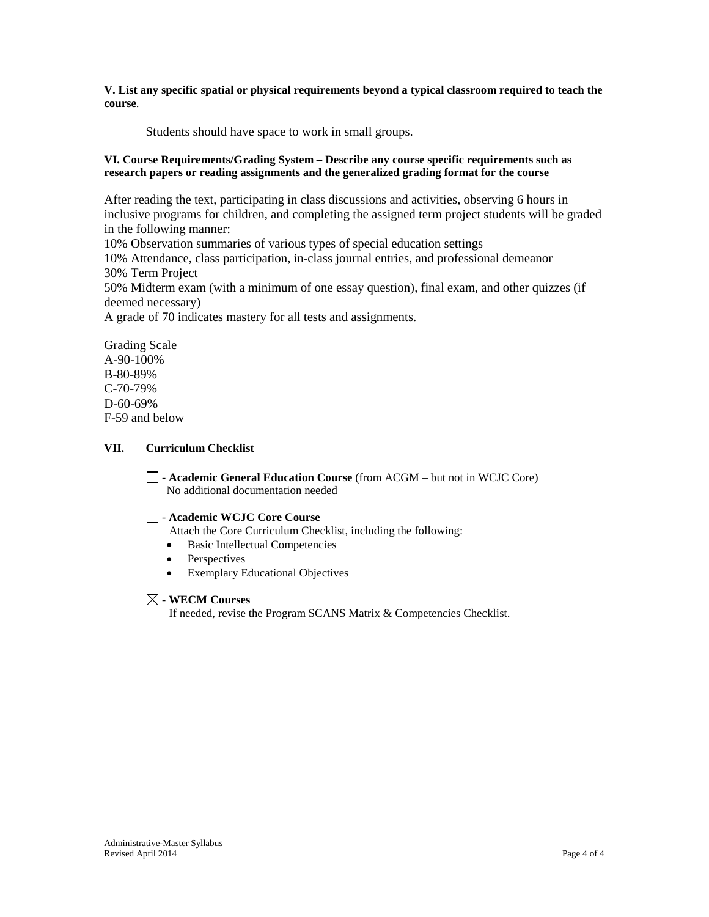**V. List any specific spatial or physical requirements beyond a typical classroom required to teach the course**.

Students should have space to work in small groups.

**VI. Course Requirements/Grading System – Describe any course specific requirements such as research papers or reading assignments and the generalized grading format for the course**

After reading the text, participating in class discussions and activities, observing 6 hours in inclusive programs for children, and completing the assigned term project students will be graded in the following manner:

10% Observation summaries of various types of special education settings
10% Attendance, class participation, in-class journal entries, and professional demeanor
30% Term Project
50% Midterm exam (with a minimum of one essay question), final exam, and other quizzes (if deemed necessary)
A grade of 70 indicates mastery for all tests and assignments.

Grading Scale
A-90-100%
B-80-89%
C-70-79%
D-60-69%
F-59 and below

**VII. Curriculum Checklist**

☐ - **Academic General Education Course** (from ACGM – but not in WCJC Core)
No additional documentation needed

☐ - **Academic WCJC Core Course**
Attach the Core Curriculum Checklist, including the following:

- Basic Intellectual Competencies
- Perspectives
- Exemplary Educational Objectives

☒ - **WECM Courses**
If needed, revise the Program SCANS Matrix & Competencies Checklist.